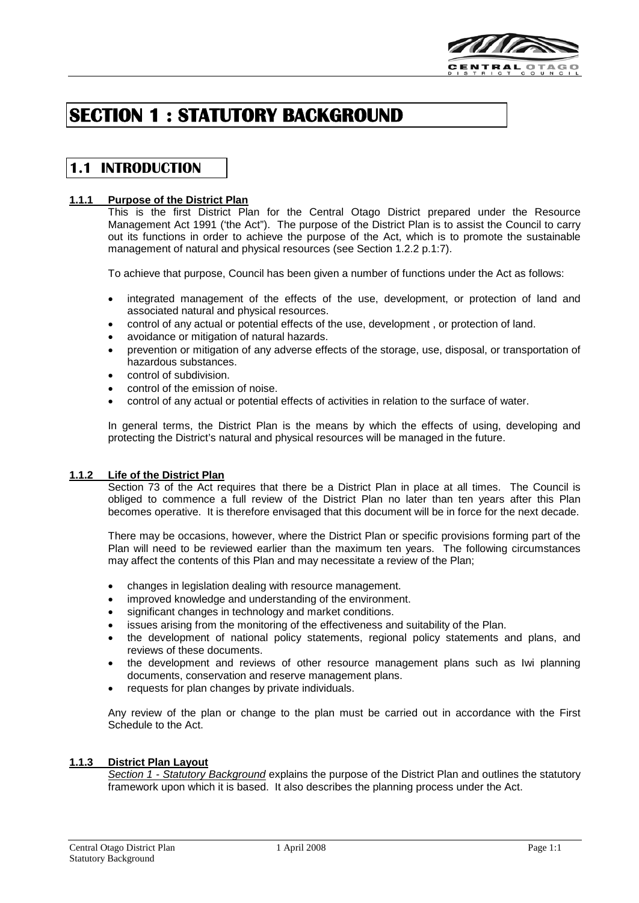# SECTION 1 : STATUTORY BACKGROUND

## 1.1 INTRODUCTION

### 1.1.1 Purpose of the District Plan

This is the first District Plan for the Central Otago District prepared under the Resource Management Act 1991 ('the Act"). The purpose of the District Plan is to assist the Council to carry out its functions in order to achieve the purpose of the Act, which is to promote the sustainable management of natural and physical resources (see Section 1.2.2 p.1:7).

To achieve that purpose, Council has been given a number of functions under the Act as follows:

- integrated management of the effects of the use, development, or protection of land and associated natural and physical resources.
- control of any actual or potential effects of the use, development , or protection of land.
- avoidance or mitigation of natural hazards.
- prevention or mitigation of any adverse effects of the storage, use, disposal, or transportation of hazardous substances.
- control of subdivision.
- control of the emission of noise.
- control of any actual or potential effects of activities in relation to the surface of water.

In general terms, the District Plan is the means by which the effects of using, developing and protecting the District's natural and physical resources will be managed in the future.

### 1.1.2 Life of the District Plan

Section 73 of the Act requires that there be a District Plan in place at all times. The Council is obliged to commence a full review of the District Plan no later than ten years after this Plan becomes operative. It is therefore envisaged that this document will be in force for the next decade.

There may be occasions, however, where the District Plan or specific provisions forming part of the Plan will need to be reviewed earlier than the maximum ten years. The following circumstances may affect the contents of this Plan and may necessitate a review of the Plan;

- changes in legislation dealing with resource management.
- improved knowledge and understanding of the environment.
- significant changes in technology and market conditions.
- issues arising from the monitoring of the effectiveness and suitability of the Plan.
- the development of national policy statements, regional policy statements and plans, and reviews of these documents.
- the development and reviews of other resource management plans such as Iwi planning documents, conservation and reserve management plans.
- requests for plan changes by private individuals.

Any review of the plan or change to the plan must be carried out in accordance with the First Schedule to the Act.

### 1.1.3 District Plan Layout

*Section 1 - Statutory Background* explains the purpose of the District Plan and outlines the statutory framework upon which it is based. It also describes the planning process under the Act.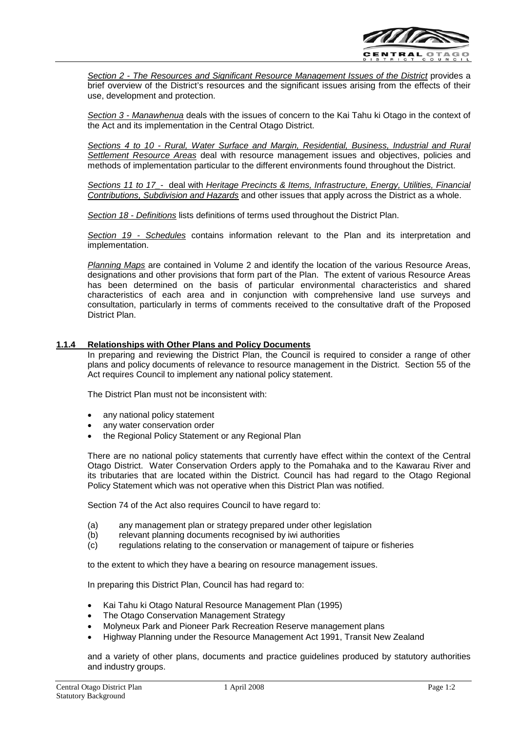*Section 2 - The Resources and Significant Resource Management Issues of the District* provides a brief overview of the District's resources and the significant issues arising from the effects of their use, development and protection.

*Section 3 - Manawhenua* deals with the issues of concern to the Kai Tahu ki Otago in the context of the Act and its implementation in the Central Otago District.

*Sections 4 to 10 - Rural, Water Surface and Margin, Residential, Business, Industrial and Rural Settlement Resource Areas* deal with resource management issues and objectives, policies and methods of implementation particular to the different environments found throughout the District.

*Sections 11 to 17 -* deal with *Heritage Precincts & Items, Infrastructure, Energy, Utilities, Financial Contributions, Subdivision and Hazards* and other issues that apply across the District as a whole.

*Section 18 - Definitions* lists definitions of terms used throughout the District Plan.

*Section 19 - Schedules* contains information relevant to the Plan and its interpretation and implementation.

*Planning Maps* are contained in Volume 2 and identify the location of the various Resource Areas, designations and other provisions that form part of the Plan. The extent of various Resource Areas has been determined on the basis of particular environmental characteristics and shared characteristics of each area and in conjunction with comprehensive land use surveys and consultation, particularly in terms of comments received to the consultative draft of the Proposed District Plan.

### 1.1.4 Relationships with Other Plans and Policy Documents

In preparing and reviewing the District Plan, the Council is required to consider a range of other plans and policy documents of relevance to resource management in the District. Section 55 of the Act requires Council to implement any national policy statement.

The District Plan must not be inconsistent with:

- any national policy statement
- any water conservation order
- the Regional Policy Statement or any Regional Plan

There are no national policy statements that currently have effect within the context of the Central Otago District. Water Conservation Orders apply to the Pomahaka and to the Kawarau River and its tributaries that are located within the District. Council has had regard to the Otago Regional Policy Statement which was not operative when this District Plan was notified.

Section 74 of the Act also requires Council to have regard to:

(a) any management plan or strategy prepared under other legislation
(b) relevant planning documents recognised by iwi authorities
(c) regulations relating to the conservation or management of taipure or fisheries

to the extent to which they have a bearing on resource management issues.

In preparing this District Plan, Council has had regard to:

- Kai Tahu ki Otago Natural Resource Management Plan (1995)
- The Otago Conservation Management Strategy
- Molyneux Park and Pioneer Park Recreation Reserve management plans
- Highway Planning under the Resource Management Act 1991, Transit New Zealand

and a variety of other plans, documents and practice guidelines produced by statutory authorities and industry groups.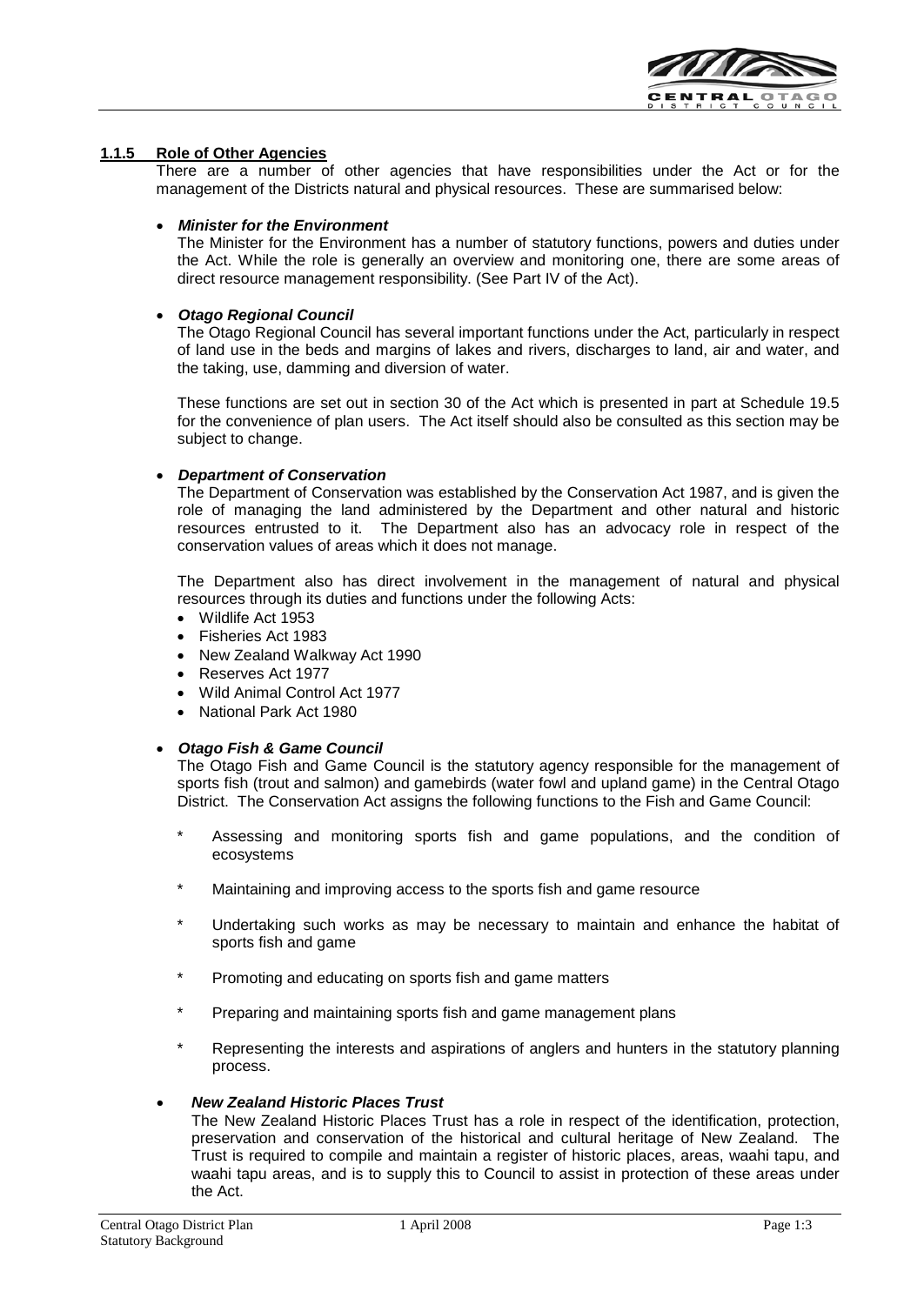### 1.1.5 Role of Other Agencies

There are a number of other agencies that have responsibilities under the Act or for the management of the Districts natural and physical resources. These are summarised below:

- ***Minister for the Environment***

  The Minister for the Environment has a number of statutory functions, powers and duties under the Act. While the role is generally an overview and monitoring one, there are some areas of direct resource management responsibility. (See Part IV of the Act).

- ***Otago Regional Council***

  The Otago Regional Council has several important functions under the Act, particularly in respect of land use in the beds and margins of lakes and rivers, discharges to land, air and water, and the taking, use, damming and diversion of water.

  These functions are set out in section 30 of the Act which is presented in part at Schedule 19.5 for the convenience of plan users. The Act itself should also be consulted as this section may be subject to change.

- ***Department of Conservation***

  The Department of Conservation was established by the Conservation Act 1987, and is given the role of managing the land administered by the Department and other natural and historic resources entrusted to it. The Department also has an advocacy role in respect of the conservation values of areas which it does not manage.

  The Department also has direct involvement in the management of natural and physical resources through its duties and functions under the following Acts:

  - Wildlife Act 1953
  - Fisheries Act 1983
  - New Zealand Walkway Act 1990
  - Reserves Act 1977
  - Wild Animal Control Act 1977
  - National Park Act 1980

- ***Otago Fish & Game Council***

  The Otago Fish and Game Council is the statutory agency responsible for the management of sports fish (trout and salmon) and gamebirds (water fowl and upland game) in the Central Otago District. The Conservation Act assigns the following functions to the Fish and Game Council:

  - Assessing and monitoring sports fish and game populations, and the condition of ecosystems
  - Maintaining and improving access to the sports fish and game resource
  - Undertaking such works as may be necessary to maintain and enhance the habitat of sports fish and game
  - Promoting and educating on sports fish and game matters
  - Preparing and maintaining sports fish and game management plans
  - Representing the interests and aspirations of anglers and hunters in the statutory planning process.

- ***New Zealand Historic Places Trust***

  The New Zealand Historic Places Trust has a role in respect of the identification, protection, preservation and conservation of the historical and cultural heritage of New Zealand. The Trust is required to compile and maintain a register of historic places, areas, waahi tapu, and waahi tapu areas, and is to supply this to Council to assist in protection of these areas under the Act.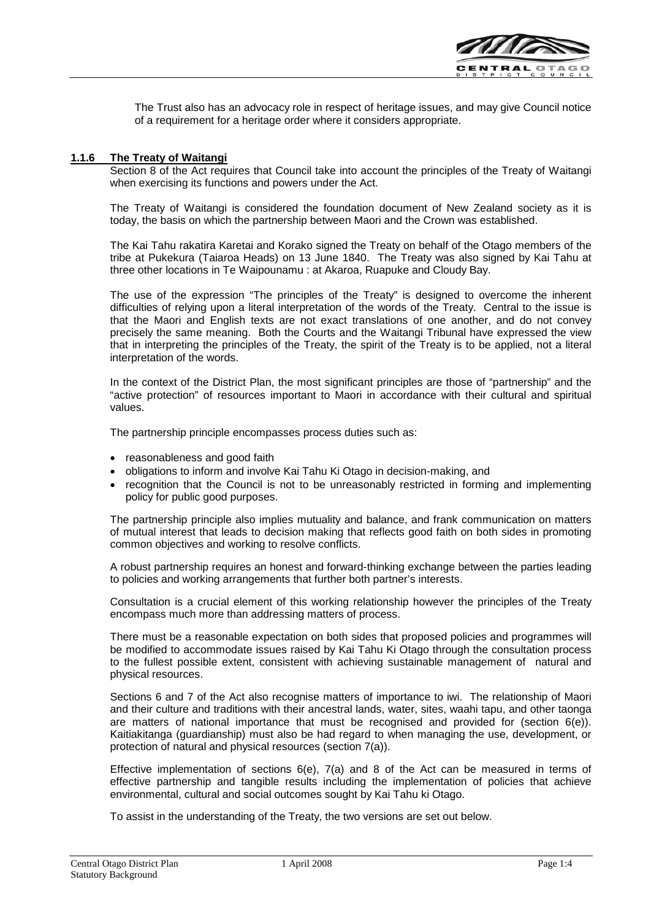The Trust also has an advocacy role in respect of heritage issues, and may give Council notice of a requirement for a heritage order where it considers appropriate.

### 1.1.6 The Treaty of Waitangi

Section 8 of the Act requires that Council take into account the principles of the Treaty of Waitangi when exercising its functions and powers under the Act.

The Treaty of Waitangi is considered the foundation document of New Zealand society as it is today, the basis on which the partnership between Maori and the Crown was established.

The Kai Tahu rakatira Karetai and Korako signed the Treaty on behalf of the Otago members of the tribe at Pukekura (Taiaroa Heads) on 13 June 1840. The Treaty was also signed by Kai Tahu at three other locations in Te Waipounamu : at Akaroa, Ruapuke and Cloudy Bay.

The use of the expression "The principles of the Treaty" is designed to overcome the inherent difficulties of relying upon a literal interpretation of the words of the Treaty. Central to the issue is that the Maori and English texts are not exact translations of one another, and do not convey precisely the same meaning. Both the Courts and the Waitangi Tribunal have expressed the view that in interpreting the principles of the Treaty, the spirit of the Treaty is to be applied, not a literal interpretation of the words.

In the context of the District Plan, the most significant principles are those of "partnership" and the "active protection" of resources important to Maori in accordance with their cultural and spiritual values.

The partnership principle encompasses process duties such as:

- reasonableness and good faith
- obligations to inform and involve Kai Tahu Ki Otago in decision-making, and
- recognition that the Council is not to be unreasonably restricted in forming and implementing policy for public good purposes.

The partnership principle also implies mutuality and balance, and frank communication on matters of mutual interest that leads to decision making that reflects good faith on both sides in promoting common objectives and working to resolve conflicts.

A robust partnership requires an honest and forward-thinking exchange between the parties leading to policies and working arrangements that further both partner's interests.

Consultation is a crucial element of this working relationship however the principles of the Treaty encompass much more than addressing matters of process.

There must be a reasonable expectation on both sides that proposed policies and programmes will be modified to accommodate issues raised by Kai Tahu Ki Otago through the consultation process to the fullest possible extent, consistent with achieving sustainable management of natural and physical resources.

Sections 6 and 7 of the Act also recognise matters of importance to iwi. The relationship of Maori and their culture and traditions with their ancestral lands, water, sites, waahi tapu, and other taonga are matters of national importance that must be recognised and provided for (section 6(e)). Kaitiakitanga (guardianship) must also be had regard to when managing the use, development, or protection of natural and physical resources (section 7(a)).

Effective implementation of sections 6(e), 7(a) and 8 of the Act can be measured in terms of effective partnership and tangible results including the implementation of policies that achieve environmental, cultural and social outcomes sought by Kai Tahu ki Otago.

To assist in the understanding of the Treaty, the two versions are set out below.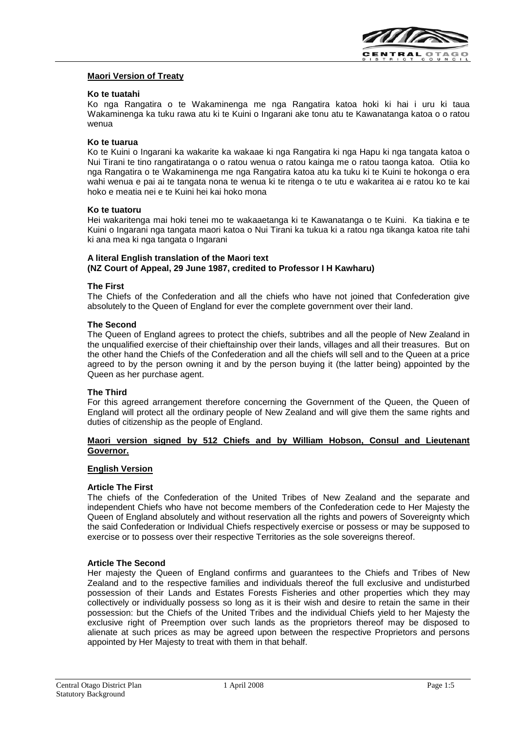**Maori Version of Treaty**

**Ko te tuatahi**

Ko nga Rangatira o te Wakaminenga me nga Rangatira katoa hoki ki hai i uru ki taua Wakaminenga ka tuku rawa atu ki te Kuini o Ingarani ake tonu atu te Kawanatanga katoa o o ratou wenua

**Ko te tuarua**

Ko te Kuini o Ingarani ka wakarite ka wakaae ki nga Rangatira ki nga Hapu ki nga tangata katoa o Nui Tirani te tino rangatiratanga o o ratou wenua o ratou kainga me o ratou taonga katoa. Otiia ko nga Rangatira o te Wakaminenga me nga Rangatira katoa atu ka tuku ki te Kuini te hokonga o era wahi wenua e pai ai te tangata nona te wenua ki te ritenga o te utu e wakaritea ai e ratou ko te kai hoko e meatia nei e te Kuini hei kai hoko mona

**Ko te tuatoru**

Hei wakaritenga mai hoki tenei mo te wakaaetanga ki te Kawanatanga o te Kuini. Ka tiakina e te Kuini o Ingarani nga tangata maori katoa o Nui Tirani ka tukua ki a ratou nga tikanga katoa rite tahi ki ana mea ki nga tangata o Ingarani

**A literal English translation of the Maori text**
**(NZ Court of Appeal, 29 June 1987, credited to Professor I H Kawharu)**

**The First**

The Chiefs of the Confederation and all the chiefs who have not joined that Confederation give absolutely to the Queen of England for ever the complete government over their land.

**The Second**

The Queen of England agrees to protect the chiefs, subtribes and all the people of New Zealand in the unqualified exercise of their chieftainship over their lands, villages and all their treasures. But on the other hand the Chiefs of the Confederation and all the chiefs will sell and to the Queen at a price agreed to by the person owning it and by the person buying it (the latter being) appointed by the Queen as her purchase agent.

**The Third**

For this agreed arrangement therefore concerning the Government of the Queen, the Queen of England will protect all the ordinary people of New Zealand and will give them the same rights and duties of citizenship as the people of England.

**Maori version signed by 512 Chiefs and by William Hobson, Consul and Lieutenant Governor.**

**English Version**

**Article The First**

The chiefs of the Confederation of the United Tribes of New Zealand and the separate and independent Chiefs who have not become members of the Confederation cede to Her Majesty the Queen of England absolutely and without reservation all the rights and powers of Sovereignty which the said Confederation or Individual Chiefs respectively exercise or possess or may be supposed to exercise or to possess over their respective Territories as the sole sovereigns thereof.

**Article The Second**

Her majesty the Queen of England confirms and guarantees to the Chiefs and Tribes of New Zealand and to the respective families and individuals thereof the full exclusive and undisturbed possession of their Lands and Estates Forests Fisheries and other properties which they may collectively or individually possess so long as it is their wish and desire to retain the same in their possession: but the Chiefs of the United Tribes and the individual Chiefs yield to her Majesty the exclusive right of Preemption over such lands as the proprietors thereof may be disposed to alienate at such prices as may be agreed upon between the respective Proprietors and persons appointed by Her Majesty to treat with them in that behalf.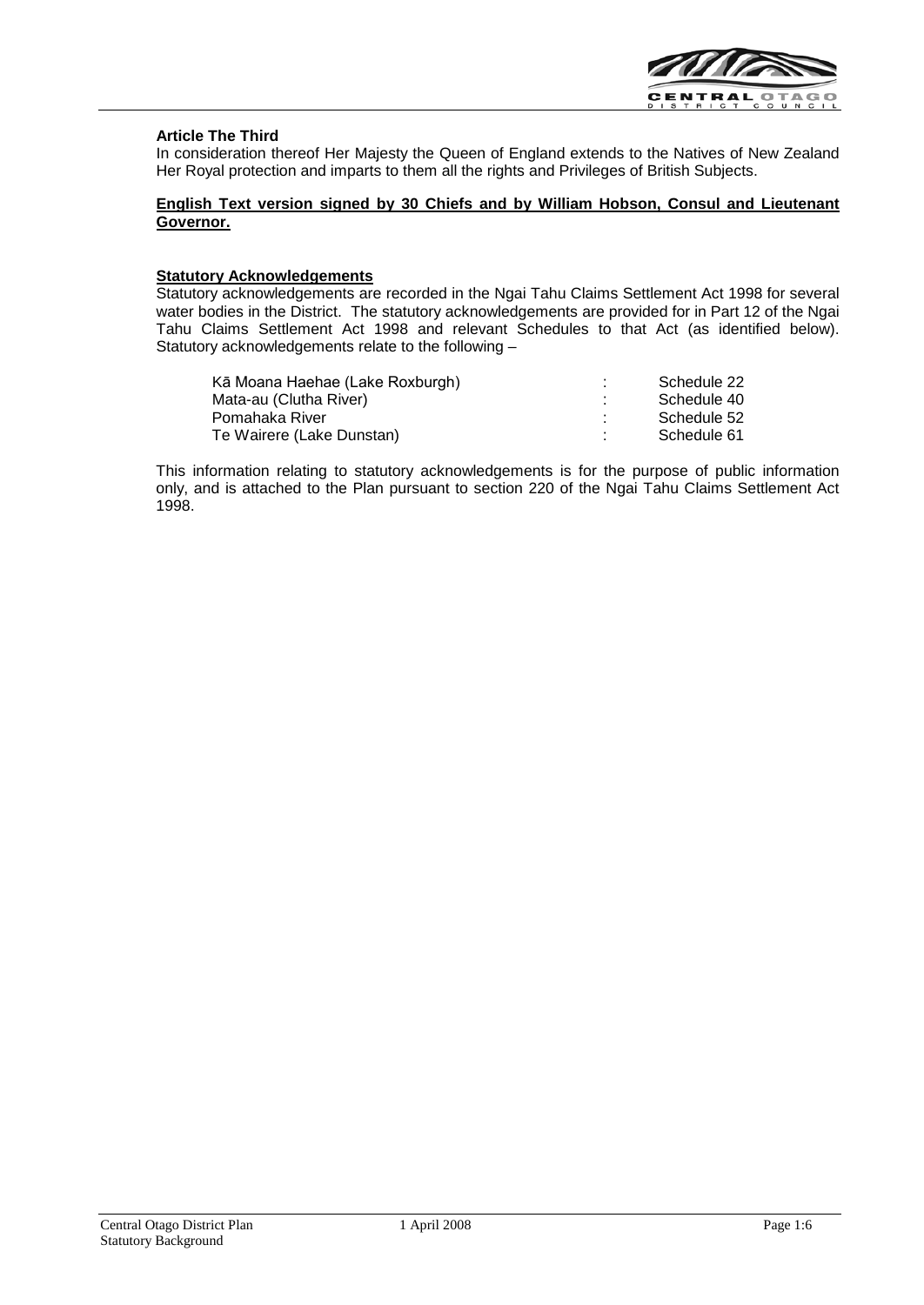**Article The Third**

In consideration thereof Her Majesty the Queen of England extends to the Natives of New Zealand Her Royal protection and imparts to them all the rights and Privileges of British Subjects.

**English Text version signed by 30 Chiefs and by William Hobson, Consul and Lieutenant Governor.**

**Statutory Acknowledgements**

Statutory acknowledgements are recorded in the Ngai Tahu Claims Settlement Act 1998 for several water bodies in the District. The statutory acknowledgements are provided for in Part 12 of the Ngai Tahu Claims Settlement Act 1998 and relevant Schedules to that Act (as identified below). Statutory acknowledgements relate to the following –

| | | |
|---|---|---|
| Kā Moana Haehae (Lake Roxburgh) | : | Schedule 22 |
| Mata-au (Clutha River) | : | Schedule 40 |
| Pomahaka River | : | Schedule 52 |
| Te Wairere (Lake Dunstan) | : | Schedule 61 |

This information relating to statutory acknowledgements is for the purpose of public information only, and is attached to the Plan pursuant to section 220 of the Ngai Tahu Claims Settlement Act 1998.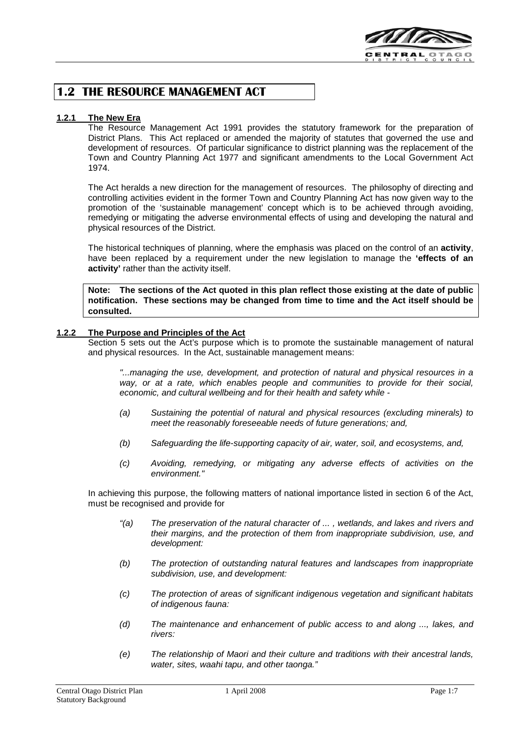## 1.2 THE RESOURCE MANAGEMENT ACT

### 1.2.1 The New Era

The Resource Management Act 1991 provides the statutory framework for the preparation of District Plans. This Act replaced or amended the majority of statutes that governed the use and development of resources. Of particular significance to district planning was the replacement of the Town and Country Planning Act 1977 and significant amendments to the Local Government Act 1974.

The Act heralds a new direction for the management of resources. The philosophy of directing and controlling activities evident in the former Town and Country Planning Act has now given way to the promotion of the 'sustainable management' concept which is to be achieved through avoiding, remedying or mitigating the adverse environmental effects of using and developing the natural and physical resources of the District.

The historical techniques of planning, where the emphasis was placed on the control of an **activity**, have been replaced by a requirement under the new legislation to manage the **'effects of an activity'** rather than the activity itself.

**Note: The sections of the Act quoted in this plan reflect those existing at the date of public notification. These sections may be changed from time to time and the Act itself should be consulted.**

### 1.2.2 The Purpose and Principles of the Act

Section 5 sets out the Act's purpose which is to promote the sustainable management of natural and physical resources. In the Act, sustainable management means:

> *"...managing the use, development, and protection of natural and physical resources in a way, or at a rate, which enables people and communities to provide for their social, economic, and cultural wellbeing and for their health and safety while -*
>
> *(a) Sustaining the potential of natural and physical resources (excluding minerals) to meet the reasonably foreseeable needs of future generations; and,*
>
> *(b) Safeguarding the life-supporting capacity of air, water, soil, and ecosystems, and,*
>
> *(c) Avoiding, remedying, or mitigating any adverse effects of activities on the environment."*

In achieving this purpose, the following matters of national importance listed in section 6 of the Act, must be recognised and provide for

> *"(a) The preservation of the natural character of ... , wetlands, and lakes and rivers and their margins, and the protection of them from inappropriate subdivision, use, and development:*
>
> *(b) The protection of outstanding natural features and landscapes from inappropriate subdivision, use, and development:*
>
> *(c) The protection of areas of significant indigenous vegetation and significant habitats of indigenous fauna:*
>
> *(d) The maintenance and enhancement of public access to and along ..., lakes, and rivers:*
>
> *(e) The relationship of Maori and their culture and traditions with their ancestral lands, water, sites, waahi tapu, and other taonga."*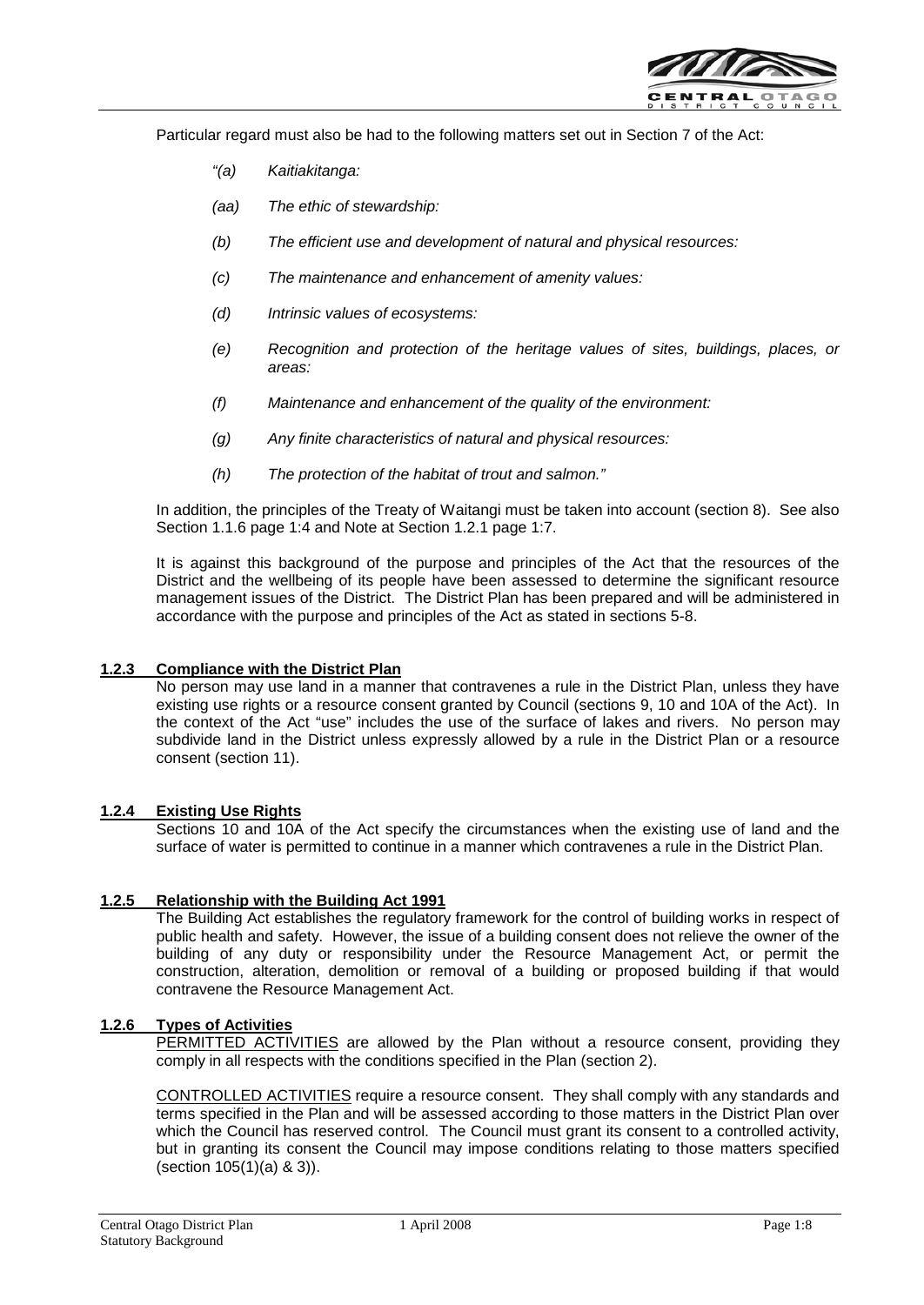Particular regard must also be had to the following matters set out in Section 7 of the Act:

> *"(a) Kaitiakitanga:*
>
> *(aa) The ethic of stewardship:*
>
> *(b) The efficient use and development of natural and physical resources:*
>
> *(c) The maintenance and enhancement of amenity values:*
>
> *(d) Intrinsic values of ecosystems:*
>
> *(e) Recognition and protection of the heritage values of sites, buildings, places, or areas:*
>
> *(f) Maintenance and enhancement of the quality of the environment:*
>
> *(g) Any finite characteristics of natural and physical resources:*
>
> *(h) The protection of the habitat of trout and salmon."*

In addition, the principles of the Treaty of Waitangi must be taken into account (section 8). See also Section 1.1.6 page 1:4 and Note at Section 1.2.1 page 1:7.

It is against this background of the purpose and principles of the Act that the resources of the District and the wellbeing of its people have been assessed to determine the significant resource management issues of the District. The District Plan has been prepared and will be administered in accordance with the purpose and principles of the Act as stated in sections 5-8.

### 1.2.3 Compliance with the District Plan

No person may use land in a manner that contravenes a rule in the District Plan, unless they have existing use rights or a resource consent granted by Council (sections 9, 10 and 10A of the Act). In the context of the Act "use" includes the use of the surface of lakes and rivers. No person may subdivide land in the District unless expressly allowed by a rule in the District Plan or a resource consent (section 11).

### 1.2.4 Existing Use Rights

Sections 10 and 10A of the Act specify the circumstances when the existing use of land and the surface of water is permitted to continue in a manner which contravenes a rule in the District Plan.

### 1.2.5 Relationship with the Building Act 1991

The Building Act establishes the regulatory framework for the control of building works in respect of public health and safety. However, the issue of a building consent does not relieve the owner of the building of any duty or responsibility under the Resource Management Act, or permit the construction, alteration, demolition or removal of a building or proposed building if that would contravene the Resource Management Act.

### 1.2.6 Types of Activities

PERMITTED ACTIVITIES are allowed by the Plan without a resource consent, providing they comply in all respects with the conditions specified in the Plan (section 2).

CONTROLLED ACTIVITIES require a resource consent. They shall comply with any standards and terms specified in the Plan and will be assessed according to those matters in the District Plan over which the Council has reserved control. The Council must grant its consent to a controlled activity, but in granting its consent the Council may impose conditions relating to those matters specified (section 105(1)(a) & 3)).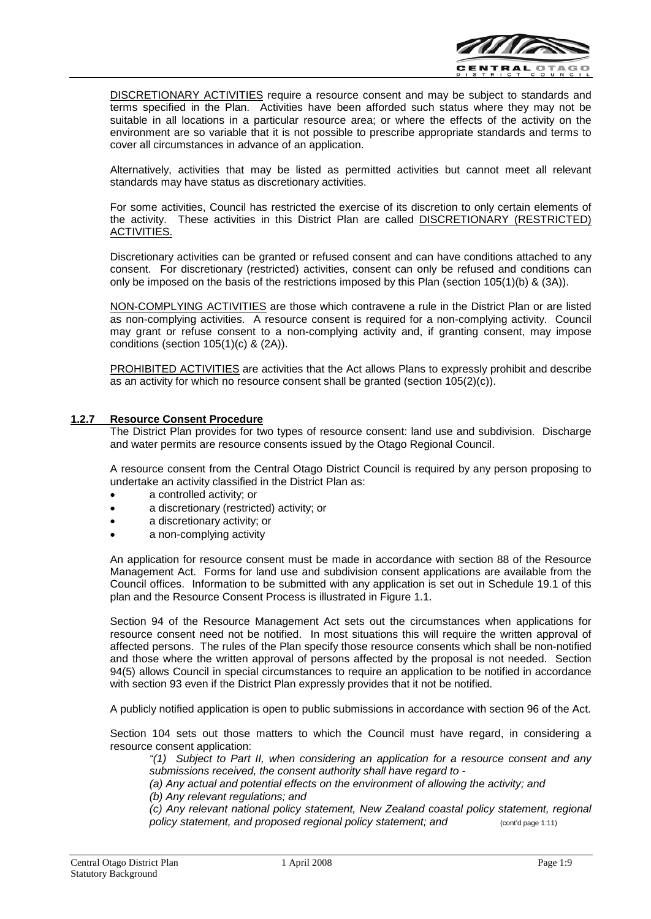DISCRETIONARY ACTIVITIES require a resource consent and may be subject to standards and terms specified in the Plan. Activities have been afforded such status where they may not be suitable in all locations in a particular resource area; or where the effects of the activity on the environment are so variable that it is not possible to prescribe appropriate standards and terms to cover all circumstances in advance of an application.

Alternatively, activities that may be listed as permitted activities but cannot meet all relevant standards may have status as discretionary activities.

For some activities, Council has restricted the exercise of its discretion to only certain elements of the activity. These activities in this District Plan are called DISCRETIONARY (RESTRICTED) ACTIVITIES.

Discretionary activities can be granted or refused consent and can have conditions attached to any consent. For discretionary (restricted) activities, consent can only be refused and conditions can only be imposed on the basis of the restrictions imposed by this Plan (section 105(1)(b) & (3A)).

NON-COMPLYING ACTIVITIES are those which contravene a rule in the District Plan or are listed as non-complying activities. A resource consent is required for a non-complying activity. Council may grant or refuse consent to a non-complying activity and, if granting consent, may impose conditions (section 105(1)(c) & (2A)).

PROHIBITED ACTIVITIES are activities that the Act allows Plans to expressly prohibit and describe as an activity for which no resource consent shall be granted (section 105(2)(c)).

### 1.2.7 Resource Consent Procedure

The District Plan provides for two types of resource consent: land use and subdivision. Discharge and water permits are resource consents issued by the Otago Regional Council.

A resource consent from the Central Otago District Council is required by any person proposing to undertake an activity classified in the District Plan as:

- a controlled activity; or
- a discretionary (restricted) activity; or
- a discretionary activity; or
- a non-complying activity

An application for resource consent must be made in accordance with section 88 of the Resource Management Act. Forms for land use and subdivision consent applications are available from the Council offices. Information to be submitted with any application is set out in Schedule 19.1 of this plan and the Resource Consent Process is illustrated in Figure 1.1.

Section 94 of the Resource Management Act sets out the circumstances when applications for resource consent need not be notified. In most situations this will require the written approval of affected persons. The rules of the Plan specify those resource consents which shall be non-notified and those where the written approval of persons affected by the proposal is not needed. Section 94(5) allows Council in special circumstances to require an application to be notified in accordance with section 93 even if the District Plan expressly provides that it not be notified.

A publicly notified application is open to public submissions in accordance with section 96 of the Act.

Section 104 sets out those matters to which the Council must have regard, in considering a resource consent application:

> *"(1) Subject to Part II, when considering an application for a resource consent and any submissions received, the consent authority shall have regard to -*
>
> *(a) Any actual and potential effects on the environment of allowing the activity; and*
>
> *(b) Any relevant regulations; and*
>
> *(c) Any relevant national policy statement, New Zealand coastal policy statement, regional policy statement, and proposed regional policy statement; and* (cont'd page 1:11)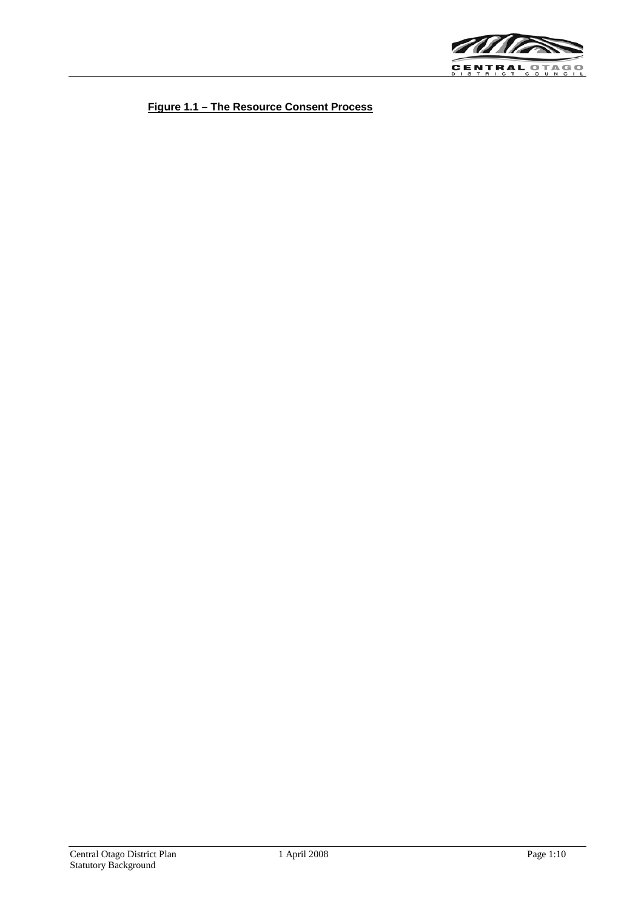**Figure 1.1 – The Resource Consent Process**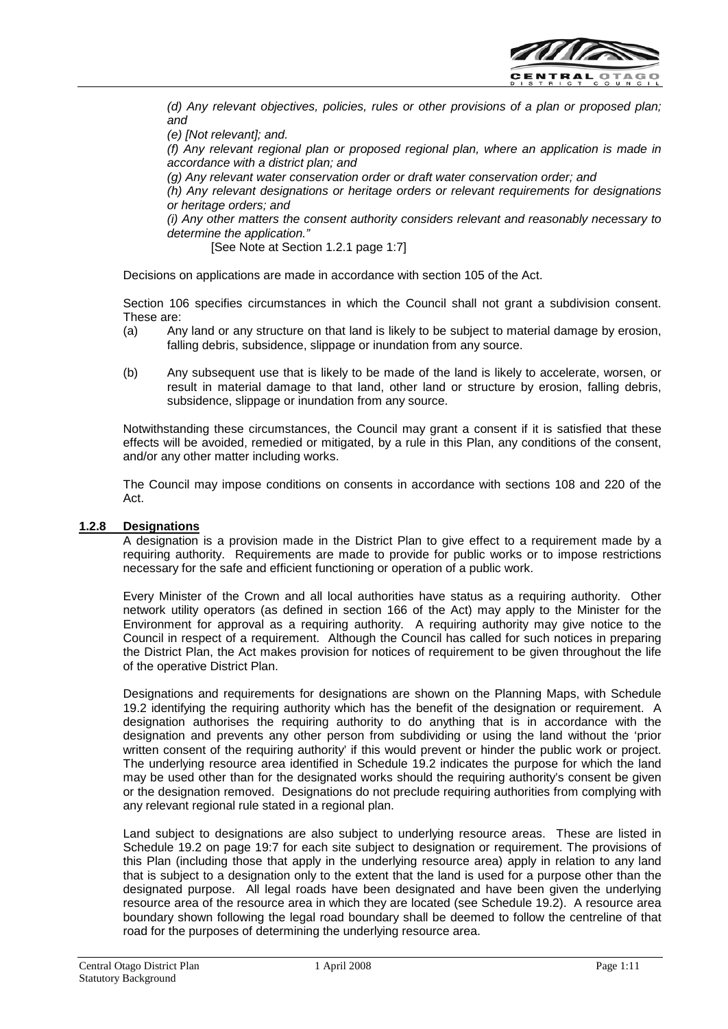*(d) Any relevant objectives, policies, rules or other provisions of a plan or proposed plan; and*

*(e) [Not relevant]; and.*

*(f) Any relevant regional plan or proposed regional plan, where an application is made in accordance with a district plan; and*

*(g) Any relevant water conservation order or draft water conservation order; and*

*(h) Any relevant designations or heritage orders or relevant requirements for designations or heritage orders; and*

*(i) Any other matters the consent authority considers relevant and reasonably necessary to determine the application."*

[See Note at Section 1.2.1 page 1:7]

Decisions on applications are made in accordance with section 105 of the Act.

Section 106 specifies circumstances in which the Council shall not grant a subdivision consent. These are:

(a) Any land or any structure on that land is likely to be subject to material damage by erosion, falling debris, subsidence, slippage or inundation from any source.

(b) Any subsequent use that is likely to be made of the land is likely to accelerate, worsen, or result in material damage to that land, other land or structure by erosion, falling debris, subsidence, slippage or inundation from any source.

Notwithstanding these circumstances, the Council may grant a consent if it is satisfied that these effects will be avoided, remedied or mitigated, by a rule in this Plan, any conditions of the consent, and/or any other matter including works.

The Council may impose conditions on consents in accordance with sections 108 and 220 of the Act.

### 1.2.8 Designations

A designation is a provision made in the District Plan to give effect to a requirement made by a requiring authority. Requirements are made to provide for public works or to impose restrictions necessary for the safe and efficient functioning or operation of a public work.

Every Minister of the Crown and all local authorities have status as a requiring authority. Other network utility operators (as defined in section 166 of the Act) may apply to the Minister for the Environment for approval as a requiring authority. A requiring authority may give notice to the Council in respect of a requirement. Although the Council has called for such notices in preparing the District Plan, the Act makes provision for notices of requirement to be given throughout the life of the operative District Plan.

Designations and requirements for designations are shown on the Planning Maps, with Schedule 19.2 identifying the requiring authority which has the benefit of the designation or requirement. A designation authorises the requiring authority to do anything that is in accordance with the designation and prevents any other person from subdividing or using the land without the 'prior written consent of the requiring authority' if this would prevent or hinder the public work or project. The underlying resource area identified in Schedule 19.2 indicates the purpose for which the land may be used other than for the designated works should the requiring authority's consent be given or the designation removed. Designations do not preclude requiring authorities from complying with any relevant regional rule stated in a regional plan.

Land subject to designations are also subject to underlying resource areas. These are listed in Schedule 19.2 on page 19:7 for each site subject to designation or requirement. The provisions of this Plan (including those that apply in the underlying resource area) apply in relation to any land that is subject to a designation only to the extent that the land is used for a purpose other than the designated purpose. All legal roads have been designated and have been given the underlying resource area of the resource area in which they are located (see Schedule 19.2). A resource area boundary shown following the legal road boundary shall be deemed to follow the centreline of that road for the purposes of determining the underlying resource area.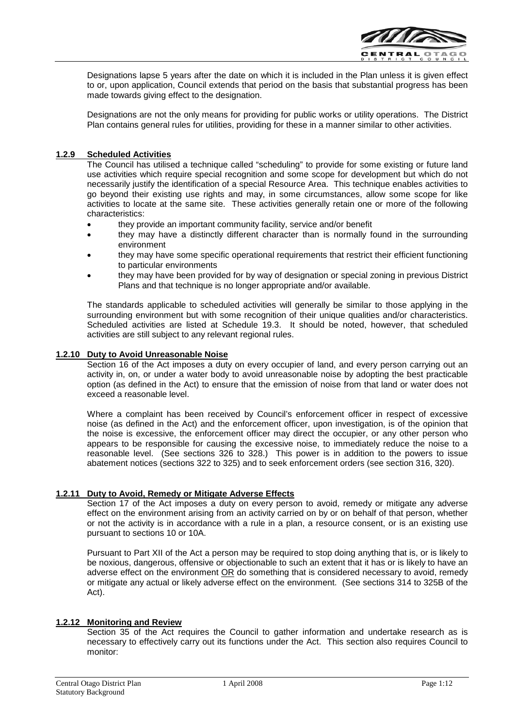Designations lapse 5 years after the date on which it is included in the Plan unless it is given effect to or, upon application, Council extends that period on the basis that substantial progress has been made towards giving effect to the designation.

Designations are not the only means for providing for public works or utility operations. The District Plan contains general rules for utilities, providing for these in a manner similar to other activities.

### 1.2.9 Scheduled Activities

The Council has utilised a technique called "scheduling" to provide for some existing or future land use activities which require special recognition and some scope for development but which do not necessarily justify the identification of a special Resource Area. This technique enables activities to go beyond their existing use rights and may, in some circumstances, allow some scope for like activities to locate at the same site. These activities generally retain one or more of the following characteristics:

- they provide an important community facility, service and/or benefit
- they may have a distinctly different character than is normally found in the surrounding environment
- they may have some specific operational requirements that restrict their efficient functioning to particular environments
- they may have been provided for by way of designation or special zoning in previous District Plans and that technique is no longer appropriate and/or available.

The standards applicable to scheduled activities will generally be similar to those applying in the surrounding environment but with some recognition of their unique qualities and/or characteristics. Scheduled activities are listed at Schedule 19.3. It should be noted, however, that scheduled activities are still subject to any relevant regional rules.

### 1.2.10 Duty to Avoid Unreasonable Noise

Section 16 of the Act imposes a duty on every occupier of land, and every person carrying out an activity in, on, or under a water body to avoid unreasonable noise by adopting the best practicable option (as defined in the Act) to ensure that the emission of noise from that land or water does not exceed a reasonable level.

Where a complaint has been received by Council's enforcement officer in respect of excessive noise (as defined in the Act) and the enforcement officer, upon investigation, is of the opinion that the noise is excessive, the enforcement officer may direct the occupier, or any other person who appears to be responsible for causing the excessive noise, to immediately reduce the noise to a reasonable level. (See sections 326 to 328.) This power is in addition to the powers to issue abatement notices (sections 322 to 325) and to seek enforcement orders (see section 316, 320).

### 1.2.11 Duty to Avoid, Remedy or Mitigate Adverse Effects

Section 17 of the Act imposes a duty on every person to avoid, remedy or mitigate any adverse effect on the environment arising from an activity carried on by or on behalf of that person, whether or not the activity is in accordance with a rule in a plan, a resource consent, or is an existing use pursuant to sections 10 or 10A.

Pursuant to Part XII of the Act a person may be required to stop doing anything that is, or is likely to be noxious, dangerous, offensive or objectionable to such an extent that it has or is likely to have an adverse effect on the environment OR do something that is considered necessary to avoid, remedy or mitigate any actual or likely adverse effect on the environment. (See sections 314 to 325B of the Act).

### 1.2.12 Monitoring and Review

Section 35 of the Act requires the Council to gather information and undertake research as is necessary to effectively carry out its functions under the Act. This section also requires Council to monitor: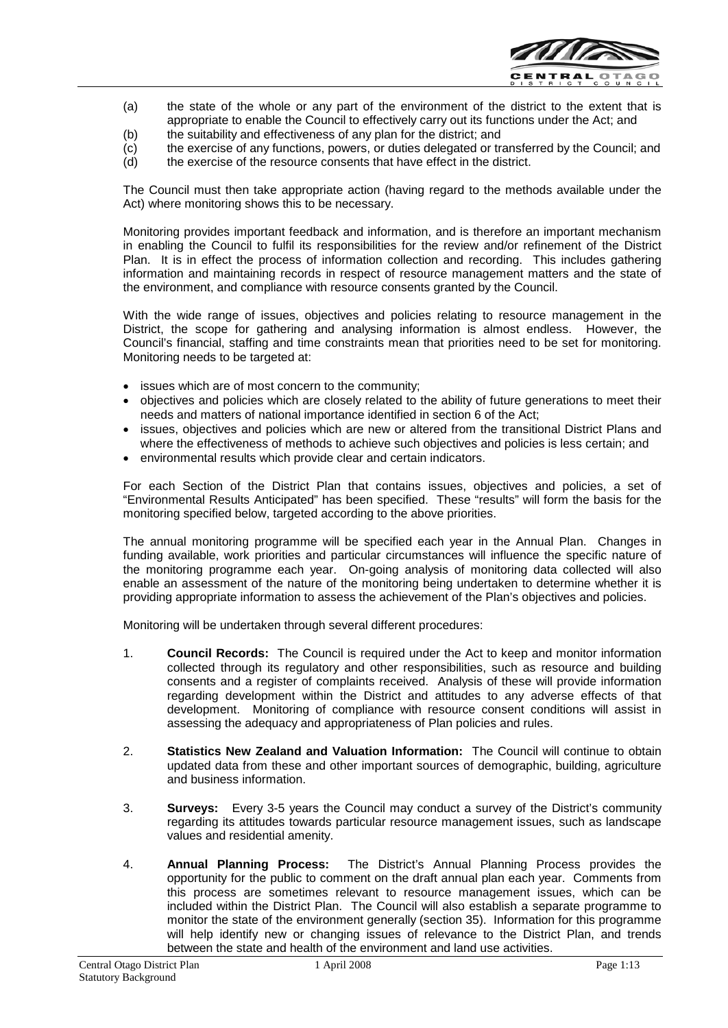(a) the state of the whole or any part of the environment of the district to the extent that is appropriate to enable the Council to effectively carry out its functions under the Act; and
(b) the suitability and effectiveness of any plan for the district; and
(c) the exercise of any functions, powers, or duties delegated or transferred by the Council; and
(d) the exercise of the resource consents that have effect in the district.

The Council must then take appropriate action (having regard to the methods available under the Act) where monitoring shows this to be necessary.

Monitoring provides important feedback and information, and is therefore an important mechanism in enabling the Council to fulfil its responsibilities for the review and/or refinement of the District Plan. It is in effect the process of information collection and recording. This includes gathering information and maintaining records in respect of resource management matters and the state of the environment, and compliance with resource consents granted by the Council.

With the wide range of issues, objectives and policies relating to resource management in the District, the scope for gathering and analysing information is almost endless. However, the Council's financial, staffing and time constraints mean that priorities need to be set for monitoring. Monitoring needs to be targeted at:

- issues which are of most concern to the community;
- objectives and policies which are closely related to the ability of future generations to meet their needs and matters of national importance identified in section 6 of the Act;
- issues, objectives and policies which are new or altered from the transitional District Plans and where the effectiveness of methods to achieve such objectives and policies is less certain; and
- environmental results which provide clear and certain indicators.

For each Section of the District Plan that contains issues, objectives and policies, a set of "Environmental Results Anticipated" has been specified. These "results" will form the basis for the monitoring specified below, targeted according to the above priorities.

The annual monitoring programme will be specified each year in the Annual Plan. Changes in funding available, work priorities and particular circumstances will influence the specific nature of the monitoring programme each year. On-going analysis of monitoring data collected will also enable an assessment of the nature of the monitoring being undertaken to determine whether it is providing appropriate information to assess the achievement of the Plan's objectives and policies.

Monitoring will be undertaken through several different procedures:

1. **Council Records:** The Council is required under the Act to keep and monitor information collected through its regulatory and other responsibilities, such as resource and building consents and a register of complaints received. Analysis of these will provide information regarding development within the District and attitudes to any adverse effects of that development. Monitoring of compliance with resource consent conditions will assist in assessing the adequacy and appropriateness of Plan policies and rules.

2. **Statistics New Zealand and Valuation Information:** The Council will continue to obtain updated data from these and other important sources of demographic, building, agriculture and business information.

3. **Surveys:** Every 3-5 years the Council may conduct a survey of the District's community regarding its attitudes towards particular resource management issues, such as landscape values and residential amenity.

4. **Annual Planning Process:** The District's Annual Planning Process provides the opportunity for the public to comment on the draft annual plan each year. Comments from this process are sometimes relevant to resource management issues, which can be included within the District Plan. The Council will also establish a separate programme to monitor the state of the environment generally (section 35). Information for this programme will help identify new or changing issues of relevance to the District Plan, and trends between the state and health of the environment and land use activities.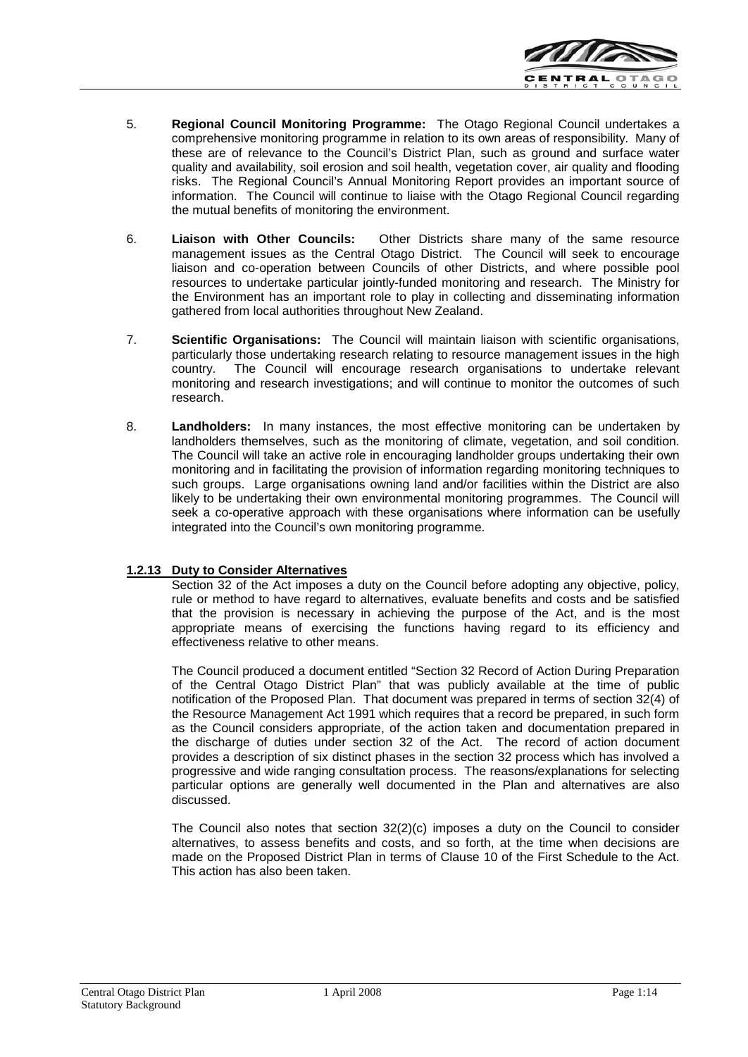5. **Regional Council Monitoring Programme:** The Otago Regional Council undertakes a comprehensive monitoring programme in relation to its own areas of responsibility. Many of these are of relevance to the Council's District Plan, such as ground and surface water quality and availability, soil erosion and soil health, vegetation cover, air quality and flooding risks. The Regional Council's Annual Monitoring Report provides an important source of information. The Council will continue to liaise with the Otago Regional Council regarding the mutual benefits of monitoring the environment.

6. **Liaison with Other Councils:** Other Districts share many of the same resource management issues as the Central Otago District. The Council will seek to encourage liaison and co-operation between Councils of other Districts, and where possible pool resources to undertake particular jointly-funded monitoring and research. The Ministry for the Environment has an important role to play in collecting and disseminating information gathered from local authorities throughout New Zealand.

7. **Scientific Organisations:** The Council will maintain liaison with scientific organisations, particularly those undertaking research relating to resource management issues in the high country. The Council will encourage research organisations to undertake relevant monitoring and research investigations; and will continue to monitor the outcomes of such research.

8. **Landholders:** In many instances, the most effective monitoring can be undertaken by landholders themselves, such as the monitoring of climate, vegetation, and soil condition. The Council will take an active role in encouraging landholder groups undertaking their own monitoring and in facilitating the provision of information regarding monitoring techniques to such groups. Large organisations owning land and/or facilities within the District are also likely to be undertaking their own environmental monitoring programmes. The Council will seek a co-operative approach with these organisations where information can be usefully integrated into the Council's own monitoring programme.

### 1.2.13 Duty to Consider Alternatives

Section 32 of the Act imposes a duty on the Council before adopting any objective, policy, rule or method to have regard to alternatives, evaluate benefits and costs and be satisfied that the provision is necessary in achieving the purpose of the Act, and is the most appropriate means of exercising the functions having regard to its efficiency and effectiveness relative to other means.

The Council produced a document entitled "Section 32 Record of Action During Preparation of the Central Otago District Plan" that was publicly available at the time of public notification of the Proposed Plan. That document was prepared in terms of section 32(4) of the Resource Management Act 1991 which requires that a record be prepared, in such form as the Council considers appropriate, of the action taken and documentation prepared in the discharge of duties under section 32 of the Act. The record of action document provides a description of six distinct phases in the section 32 process which has involved a progressive and wide ranging consultation process. The reasons/explanations for selecting particular options are generally well documented in the Plan and alternatives are also discussed.

The Council also notes that section 32(2)(c) imposes a duty on the Council to consider alternatives, to assess benefits and costs, and so forth, at the time when decisions are made on the Proposed District Plan in terms of Clause 10 of the First Schedule to the Act. This action has also been taken.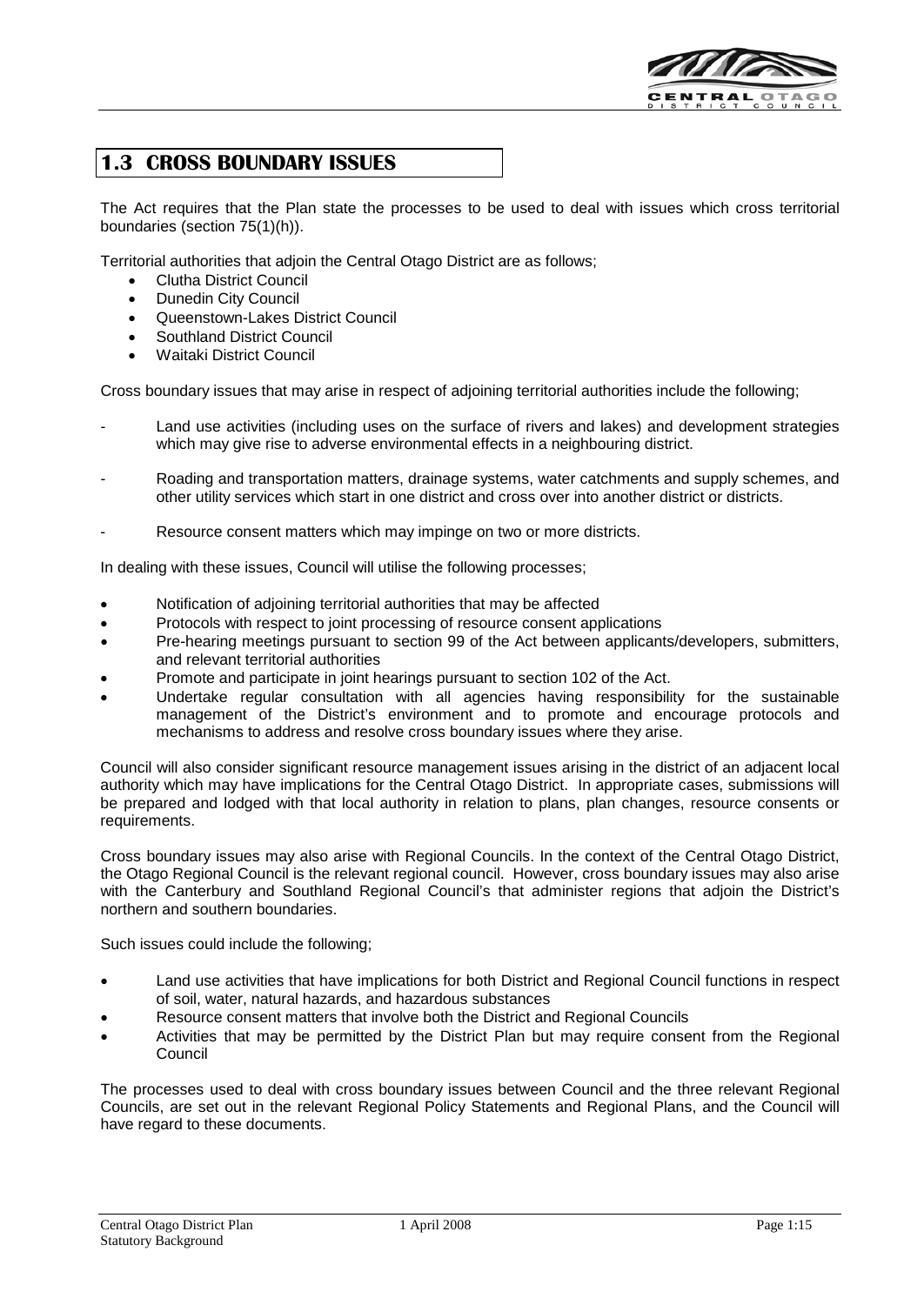## 1.3 CROSS BOUNDARY ISSUES

The Act requires that the Plan state the processes to be used to deal with issues which cross territorial boundaries (section 75(1)(h)).

Territorial authorities that adjoin the Central Otago District are as follows;

- Clutha District Council
- Dunedin City Council
- Queenstown-Lakes District Council
- Southland District Council
- Waitaki District Council

Cross boundary issues that may arise in respect of adjoining territorial authorities include the following;

- Land use activities (including uses on the surface of rivers and lakes) and development strategies which may give rise to adverse environmental effects in a neighbouring district.
- Roading and transportation matters, drainage systems, water catchments and supply schemes, and other utility services which start in one district and cross over into another district or districts.
- Resource consent matters which may impinge on two or more districts.

In dealing with these issues, Council will utilise the following processes;

- Notification of adjoining territorial authorities that may be affected
- Protocols with respect to joint processing of resource consent applications
- Pre-hearing meetings pursuant to section 99 of the Act between applicants/developers, submitters, and relevant territorial authorities
- Promote and participate in joint hearings pursuant to section 102 of the Act.
- Undertake regular consultation with all agencies having responsibility for the sustainable management of the District's environment and to promote and encourage protocols and mechanisms to address and resolve cross boundary issues where they arise.

Council will also consider significant resource management issues arising in the district of an adjacent local authority which may have implications for the Central Otago District. In appropriate cases, submissions will be prepared and lodged with that local authority in relation to plans, plan changes, resource consents or requirements.

Cross boundary issues may also arise with Regional Councils. In the context of the Central Otago District, the Otago Regional Council is the relevant regional council. However, cross boundary issues may also arise with the Canterbury and Southland Regional Council's that administer regions that adjoin the District's northern and southern boundaries.

Such issues could include the following;

- Land use activities that have implications for both District and Regional Council functions in respect of soil, water, natural hazards, and hazardous substances
- Resource consent matters that involve both the District and Regional Councils
- Activities that may be permitted by the District Plan but may require consent from the Regional Council

The processes used to deal with cross boundary issues between Council and the three relevant Regional Councils, are set out in the relevant Regional Policy Statements and Regional Plans, and the Council will have regard to these documents.